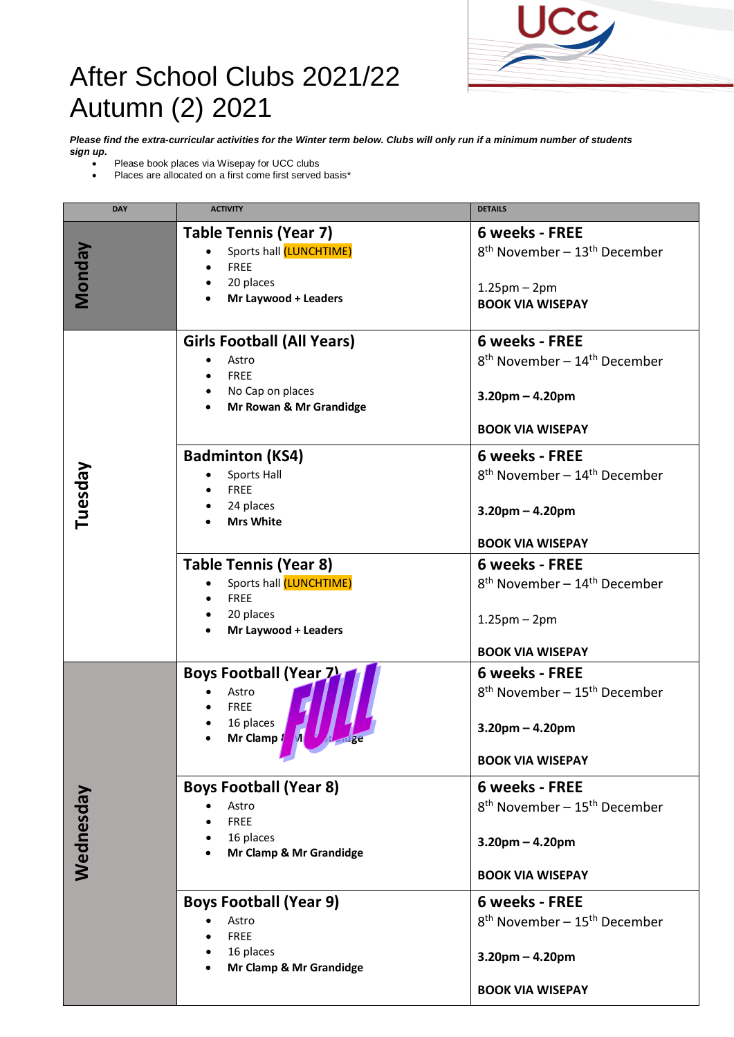# After School Clubs 2021/22
# Autumn (2) 2021

***Please find the extra-curricular activities for the Winter term below. Clubs will only run if a minimum number of students sign up.***

- Please book places via Wisepay for UCC clubs
- Places are allocated on a first come first served basis*

| DAY | ACTIVITY | DETAILS |
|---|---|---|
| **Monday** | **Table Tennis (Year 7)**<br>• Sports hall (LUNCHTIME)<br>• FREE<br>• 20 places<br>• **Mr Laywood + Leaders** | **6 weeks - FREE**<br>8th November – 13th December<br><br>1.25pm – 2pm<br>**BOOK VIA WISEPAY** |
| **Tuesday** | **Girls Football (All Years)**<br>• Astro<br>• FREE<br>• No Cap on places<br>• **Mr Rowan & Mr Grandidge** | **6 weeks - FREE**<br>8th November – 14th December<br><br>**3.20pm – 4.20pm**<br><br>**BOOK VIA WISEPAY** |
| | **Badminton (KS4)**<br>• Sports Hall<br>• FREE<br>• 24 places<br>• **Mrs White** | **6 weeks - FREE**<br>8th November – 14th December<br><br>**3.20pm – 4.20pm**<br><br>**BOOK VIA WISEPAY** |
| | **Table Tennis (Year 8)**<br>• Sports hall (LUNCHTIME)<br>• FREE<br>• 20 places<br>• **Mr Laywood + Leaders** | **6 weeks - FREE**<br>8th November – 14th December<br><br>1.25pm – 2pm<br><br>**BOOK VIA WISEPAY** |
| **Wednesday** | **Boys Football (Year 7)** FULL<br>• Astro<br>• FREE<br>• 16 places<br>• **Mr Clamp & Mr Grandidge** | **6 weeks - FREE**<br>8th November – 15th December<br><br>**3.20pm – 4.20pm**<br><br>**BOOK VIA WISEPAY** |
| | **Boys Football (Year 8)**<br>• Astro<br>• FREE<br>• 16 places<br>• **Mr Clamp & Mr Grandidge** | **6 weeks - FREE**<br>8th November – 15th December<br><br>**3.20pm – 4.20pm**<br><br>**BOOK VIA WISEPAY** |
| | **Boys Football (Year 9)**<br>• Astro<br>• FREE<br>• 16 places<br>• **Mr Clamp & Mr Grandidge** | **6 weeks - FREE**<br>8th November – 15th December<br><br>**3.20pm – 4.20pm**<br><br>**BOOK VIA WISEPAY** |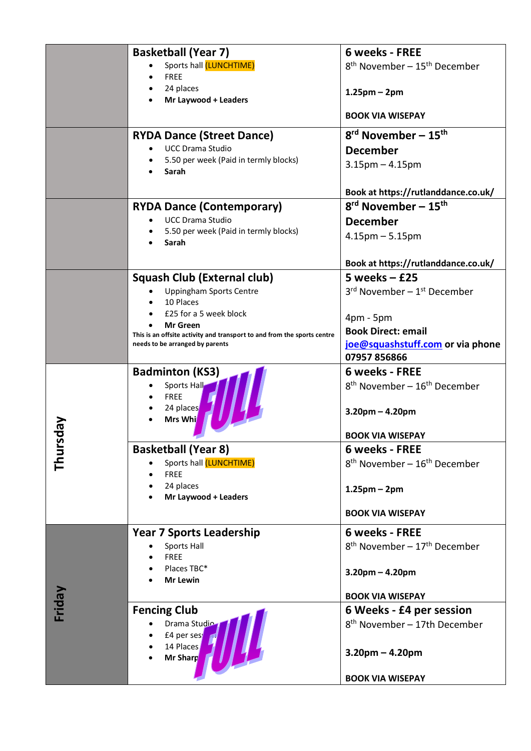| | | |
|---|---|---|
| | **Basketball (Year 7)**<br>• Sports hall (LUNCHTIME)<br>• FREE<br>• 24 places<br>• **Mr Laywood + Leaders** | **6 weeks - FREE**<br>8th November – 15th December<br><br>**1.25pm – 2pm**<br><br>**BOOK VIA WISEPAY** |
| | **RYDA Dance (Street Dance)**<br>• UCC Drama Studio<br>• 5.50 per week (Paid in termly blocks)<br>• **Sarah** | **8rd November – 15th December**<br>3.15pm – 4.15pm<br><br>**Book at https://rutlanddance.co.uk/** |
| | **RYDA Dance (Contemporary)**<br>• UCC Drama Studio<br>• 5.50 per week (Paid in termly blocks)<br>• **Sarah** | **8rd November – 15th December**<br>4.15pm – 5.15pm<br><br>**Book at https://rutlanddance.co.uk/** |
| | **Squash Club (External club)**<br>• Uppingham Sports Centre<br>• 10 Places<br>• £25 for a 5 week block<br>• **Mr Green**<br>**This is an offsite activity and transport to and from the sports centre needs to be arranged by parents** | **5 weeks – £25**<br>3rd November – 1st December<br><br>4pm - 5pm<br>**Book Direct: email joe@squashstuff.com or via phone 07957 856866** |
| **Thursday** | **Badminton (KS3)** FULL<br>• Sports Hall<br>• FREE<br>• 24 places<br>• **Mrs Whi** | **6 weeks - FREE**<br>8th November – 16th December<br><br>**3.20pm – 4.20pm**<br><br>**BOOK VIA WISEPAY** |
| **Thursday** | **Basketball (Year 8)**<br>• Sports hall (LUNCHTIME)<br>• FREE<br>• 24 places<br>• **Mr Laywood + Leaders** | **6 weeks - FREE**<br>8th November – 16th December<br><br>**1.25pm – 2pm**<br><br>**BOOK VIA WISEPAY** |
| **Friday** | **Year 7 Sports Leadership**<br>• Sports Hall<br>• FREE<br>• Places TBC*<br>• **Mr Lewin** | **6 weeks - FREE**<br>8th November – 17th December<br><br>**3.20pm – 4.20pm**<br><br>**BOOK VIA WISEPAY** |
| **Friday** | **Fencing Club** FULL<br>• Drama Studio<br>• £4 per ses<br>• 14 Places<br>• **Mr Sharp** | **6 Weeks - £4 per session**<br>8th November – 17th December<br><br>**3.20pm – 4.20pm**<br><br>**BOOK VIA WISEPAY** |